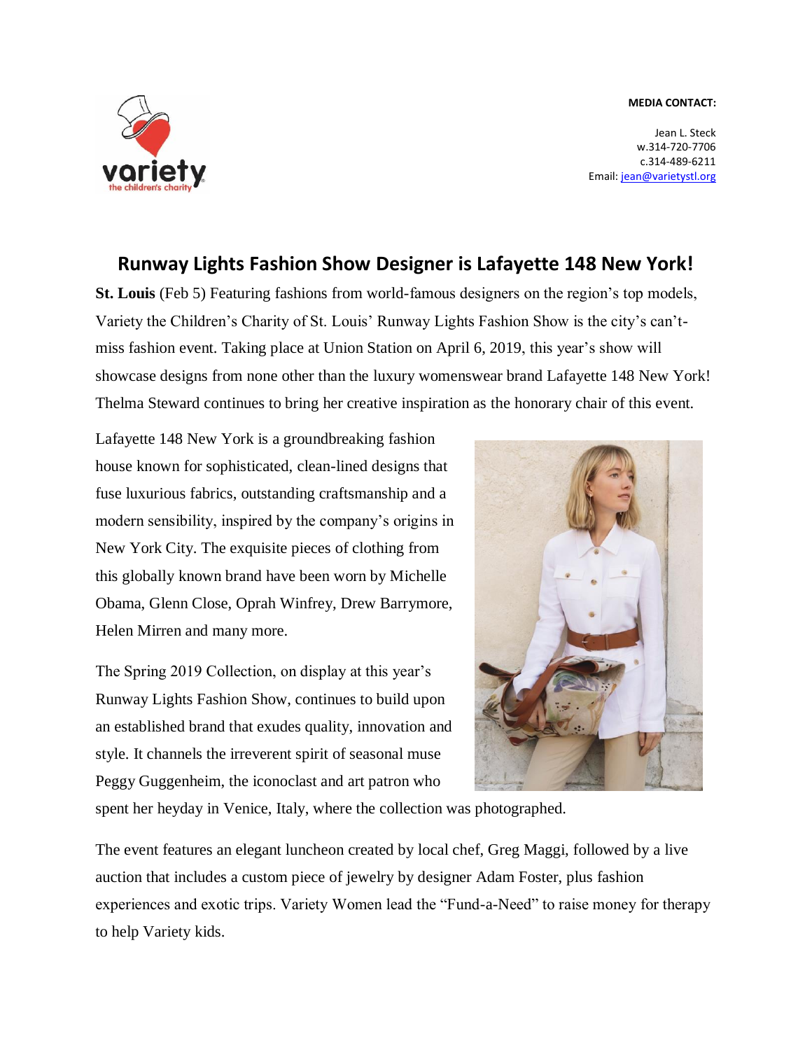**MEDIA CONTACT:**

Jean L. Steck
w.314-720-7706
c.314-489-6211
Email: jean@varietystl.org

## Runway Lights Fashion Show Designer is Lafayette 148 New York!

**St. Louis** (Feb 5) Featuring fashions from world-famous designers on the region's top models, Variety the Children's Charity of St. Louis' Runway Lights Fashion Show is the city's can't-miss fashion event. Taking place at Union Station on April 6, 2019, this year's show will showcase designs from none other than the luxury womenswear brand Lafayette 148 New York! Thelma Steward continues to bring her creative inspiration as the honorary chair of this event.

Lafayette 148 New York is a groundbreaking fashion house known for sophisticated, clean-lined designs that fuse luxurious fabrics, outstanding craftsmanship and a modern sensibility, inspired by the company's origins in New York City. The exquisite pieces of clothing from this globally known brand have been worn by Michelle Obama, Glenn Close, Oprah Winfrey, Drew Barrymore, Helen Mirren and many more.

The Spring 2019 Collection, on display at this year's Runway Lights Fashion Show, continues to build upon an established brand that exudes quality, innovation and style. It channels the irreverent spirit of seasonal muse Peggy Guggenheim, the iconoclast and art patron who spent her heyday in Venice, Italy, where the collection was photographed.

The event features an elegant luncheon created by local chef, Greg Maggi, followed by a live auction that includes a custom piece of jewelry by designer Adam Foster, plus fashion experiences and exotic trips. Variety Women lead the "Fund-a-Need" to raise money for therapy to help Variety kids.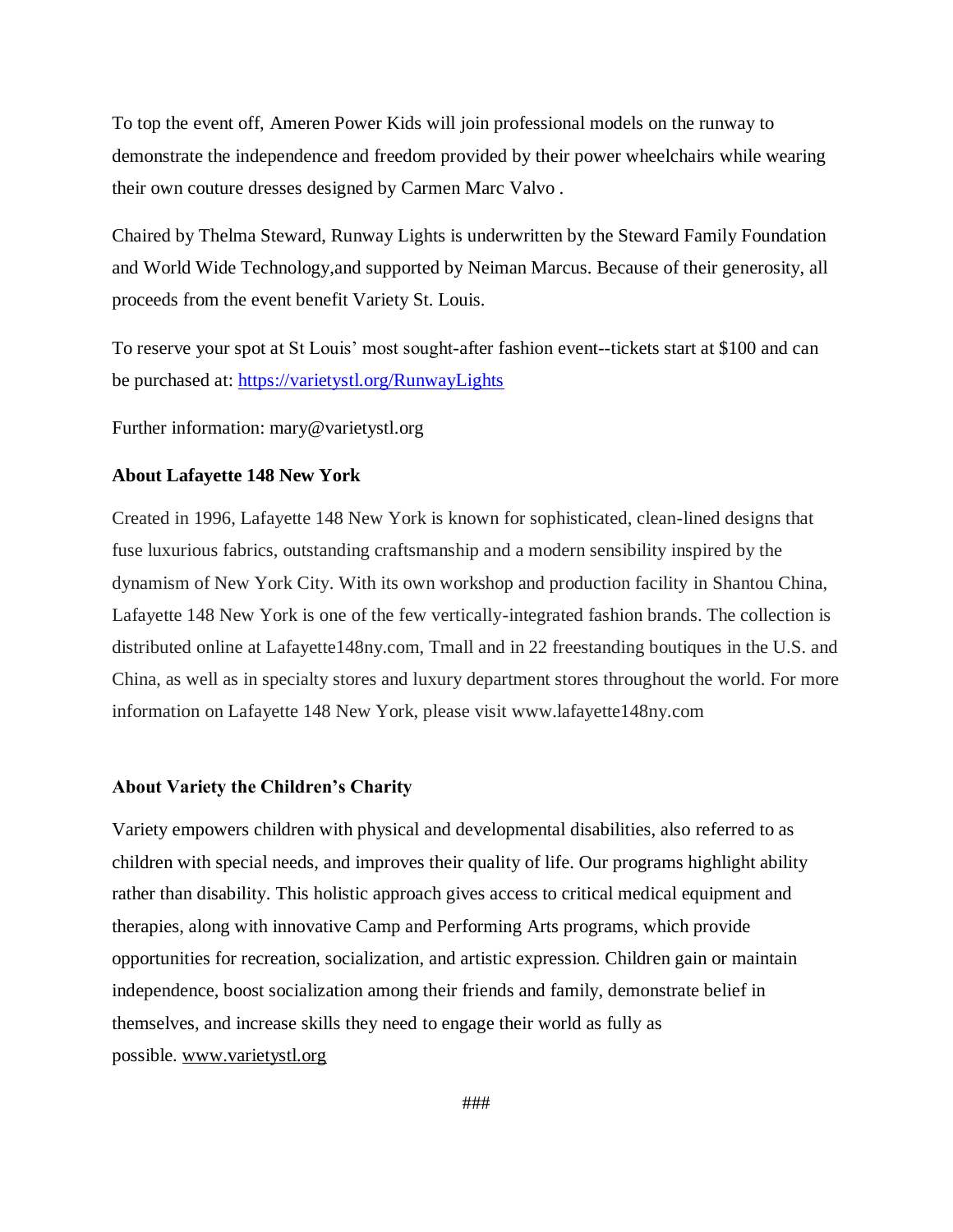To top the event off, Ameren Power Kids will join professional models on the runway to demonstrate the independence and freedom provided by their power wheelchairs while wearing their own couture dresses designed by Carmen Marc Valvo .

Chaired by Thelma Steward, Runway Lights is underwritten by the Steward Family Foundation and World Wide Technology,and supported by Neiman Marcus. Because of their generosity, all proceeds from the event benefit Variety St. Louis.

To reserve your spot at St Louis' most sought-after fashion event--tickets start at $100 and can be purchased at: https://varietystl.org/RunwayLights

Further information: mary@varietystl.org

**About Lafayette 148 New York**

Created in 1996, Lafayette 148 New York is known for sophisticated, clean-lined designs that fuse luxurious fabrics, outstanding craftsmanship and a modern sensibility inspired by the dynamism of New York City. With its own workshop and production facility in Shantou China, Lafayette 148 New York is one of the few vertically-integrated fashion brands. The collection is distributed online at Lafayette148ny.com, Tmall and in 22 freestanding boutiques in the U.S. and China, as well as in specialty stores and luxury department stores throughout the world. For more information on Lafayette 148 New York, please visit www.lafayette148ny.com

**About Variety the Children's Charity**

Variety empowers children with physical and developmental disabilities, also referred to as children with special needs, and improves their quality of life. Our programs highlight ability rather than disability. This holistic approach gives access to critical medical equipment and therapies, along with innovative Camp and Performing Arts programs, which provide opportunities for recreation, socialization, and artistic expression. Children gain or maintain independence, boost socialization among their friends and family, demonstrate belief in themselves, and increase skills they need to engage their world as fully as possible. www.varietystl.org

###